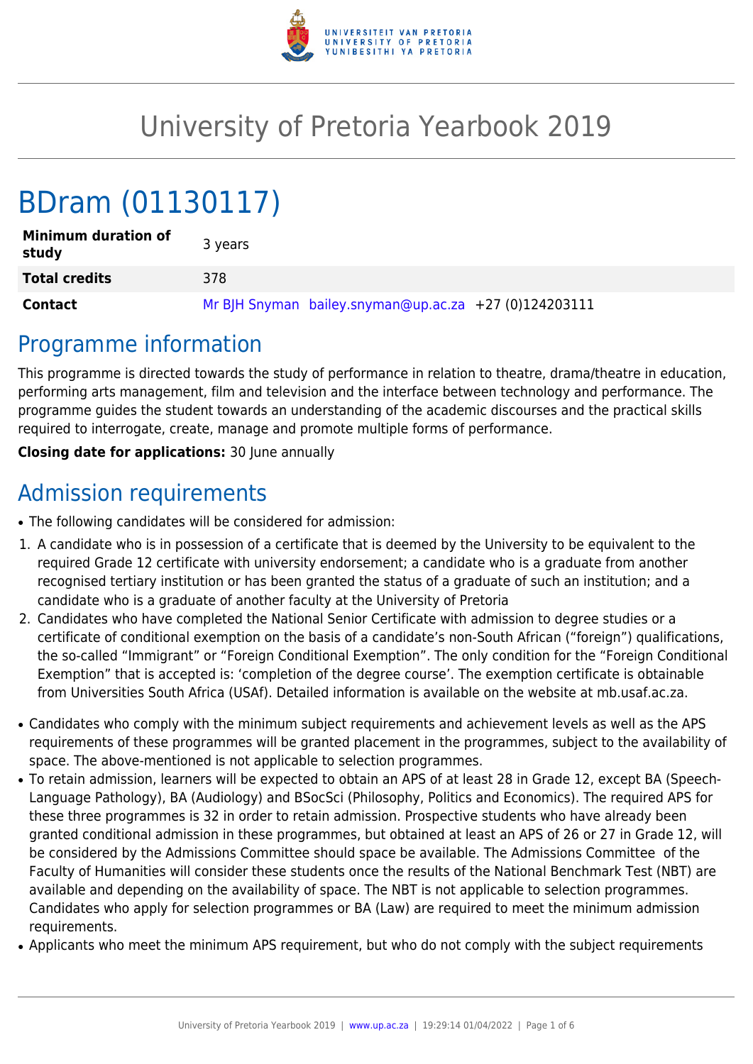# University of Pretoria Yearbook 2019

# BDram (01130117)

| Minimum duration of study | 3 years |
|---|---|
| **Total credits** | 378 |
| **Contact** | Mr BJH Snyman bailey.snyman@up.ac.za +27 (0)124203111 |

## Programme information

This programme is directed towards the study of performance in relation to theatre, drama/theatre in education, performing arts management, film and television and the interface between technology and performance. The programme guides the student towards an understanding of the academic discourses and the practical skills required to interrogate, create, manage and promote multiple forms of performance.

**Closing date for applications:** 30 June annually

## Admission requirements

- The following candidates will be considered for admission:

1. A candidate who is in possession of a certificate that is deemed by the University to be equivalent to the required Grade 12 certificate with university endorsement; a candidate who is a graduate from another recognised tertiary institution or has been granted the status of a graduate of such an institution; and a candidate who is a graduate of another faculty at the University of Pretoria
2. Candidates who have completed the National Senior Certificate with admission to degree studies or a certificate of conditional exemption on the basis of a candidate's non-South African ("foreign") qualifications, the so-called "Immigrant" or "Foreign Conditional Exemption". The only condition for the "Foreign Conditional Exemption" that is accepted is: 'completion of the degree course'. The exemption certificate is obtainable from Universities South Africa (USAf). Detailed information is available on the website at mb.usaf.ac.za.

- Candidates who comply with the minimum subject requirements and achievement levels as well as the APS requirements of these programmes will be granted placement in the programmes, subject to the availability of space. The above-mentioned is not applicable to selection programmes.
- To retain admission, learners will be expected to obtain an APS of at least 28 in Grade 12, except BA (Speech-Language Pathology), BA (Audiology) and BSocSci (Philosophy, Politics and Economics). The required APS for these three programmes is 32 in order to retain admission. Prospective students who have already been granted conditional admission in these programmes, but obtained at least an APS of 26 or 27 in Grade 12, will be considered by the Admissions Committee should space be available. The Admissions Committee of the Faculty of Humanities will consider these students once the results of the National Benchmark Test (NBT) are available and depending on the availability of space. The NBT is not applicable to selection programmes. Candidates who apply for selection programmes or BA (Law) are required to meet the minimum admission requirements.
- Applicants who meet the minimum APS requirement, but who do not comply with the subject requirements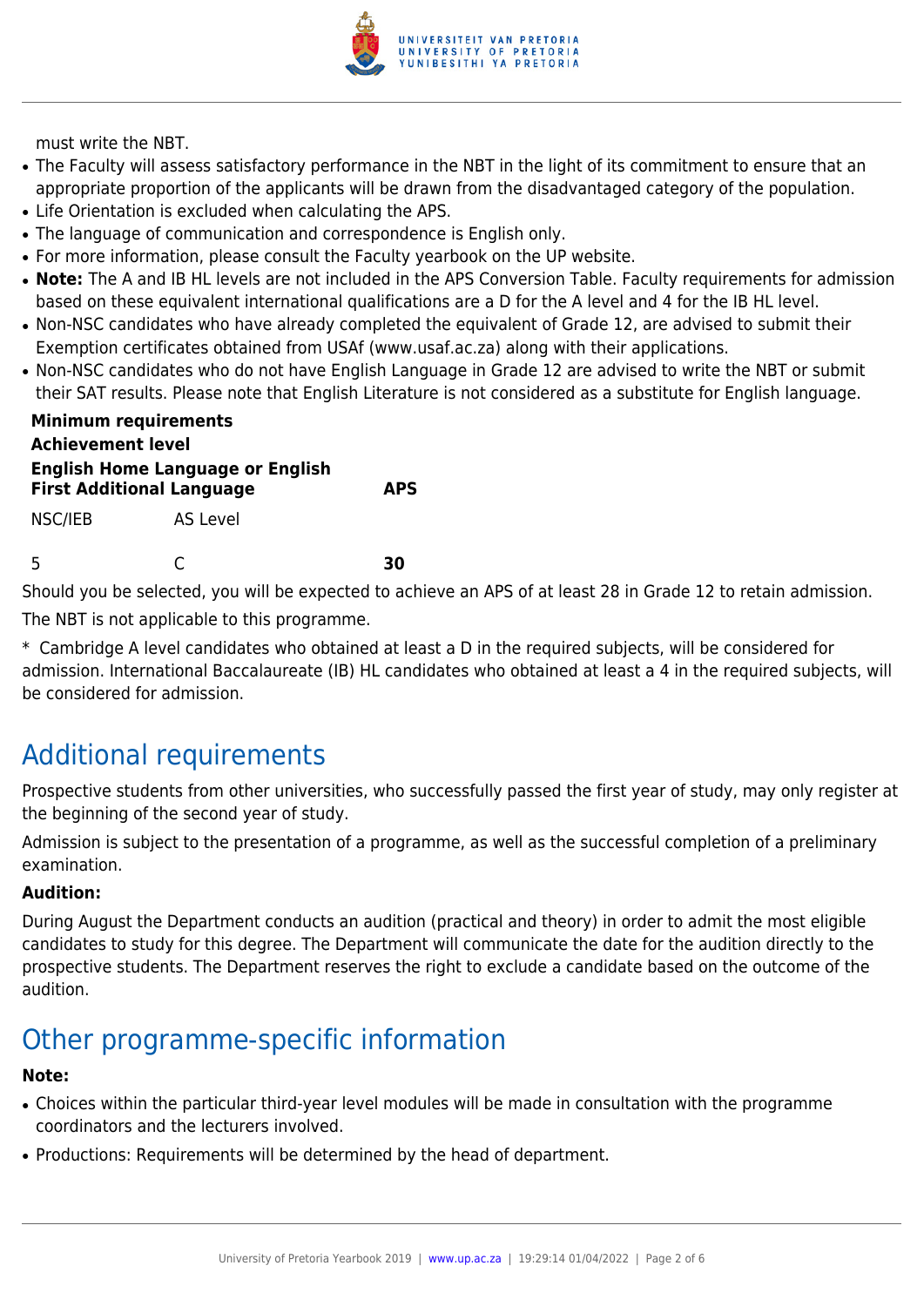must write the NBT.

- The Faculty will assess satisfactory performance in the NBT in the light of its commitment to ensure that an appropriate proportion of the applicants will be drawn from the disadvantaged category of the population.
- Life Orientation is excluded when calculating the APS.
- The language of communication and correspondence is English only.
- For more information, please consult the Faculty yearbook on the UP website.
- **Note:** The A and IB HL levels are not included in the APS Conversion Table. Faculty requirements for admission based on these equivalent international qualifications are a D for the A level and 4 for the IB HL level.
- Non-NSC candidates who have already completed the equivalent of Grade 12, are advised to submit their Exemption certificates obtained from USAf (www.usaf.ac.za) along with their applications.
- Non-NSC candidates who do not have English Language in Grade 12 are advised to write the NBT or submit their SAT results. Please note that English Literature is not considered as a substitute for English language.

| **Minimum requirements** | | |
|---|---|---|
| **Achievement level** | | |
| **English Home Language or English First Additional Language** | | **APS** |
| NSC/IEB | AS Level | |
| 5 | C | **30** |

Should you be selected, you will be expected to achieve an APS of at least 28 in Grade 12 to retain admission.

The NBT is not applicable to this programme.

* Cambridge A level candidates who obtained at least a D in the required subjects, will be considered for admission. International Baccalaureate (IB) HL candidates who obtained at least a 4 in the required subjects, will be considered for admission.

## Additional requirements

Prospective students from other universities, who successfully passed the first year of study, may only register at the beginning of the second year of study.

Admission is subject to the presentation of a programme, as well as the successful completion of a preliminary examination.

**Audition:**

During August the Department conducts an audition (practical and theory) in order to admit the most eligible candidates to study for this degree. The Department will communicate the date for the audition directly to the prospective students. The Department reserves the right to exclude a candidate based on the outcome of the audition.

## Other programme-specific information

**Note:**

- Choices within the particular third-year level modules will be made in consultation with the programme coordinators and the lecturers involved.
- Productions: Requirements will be determined by the head of department.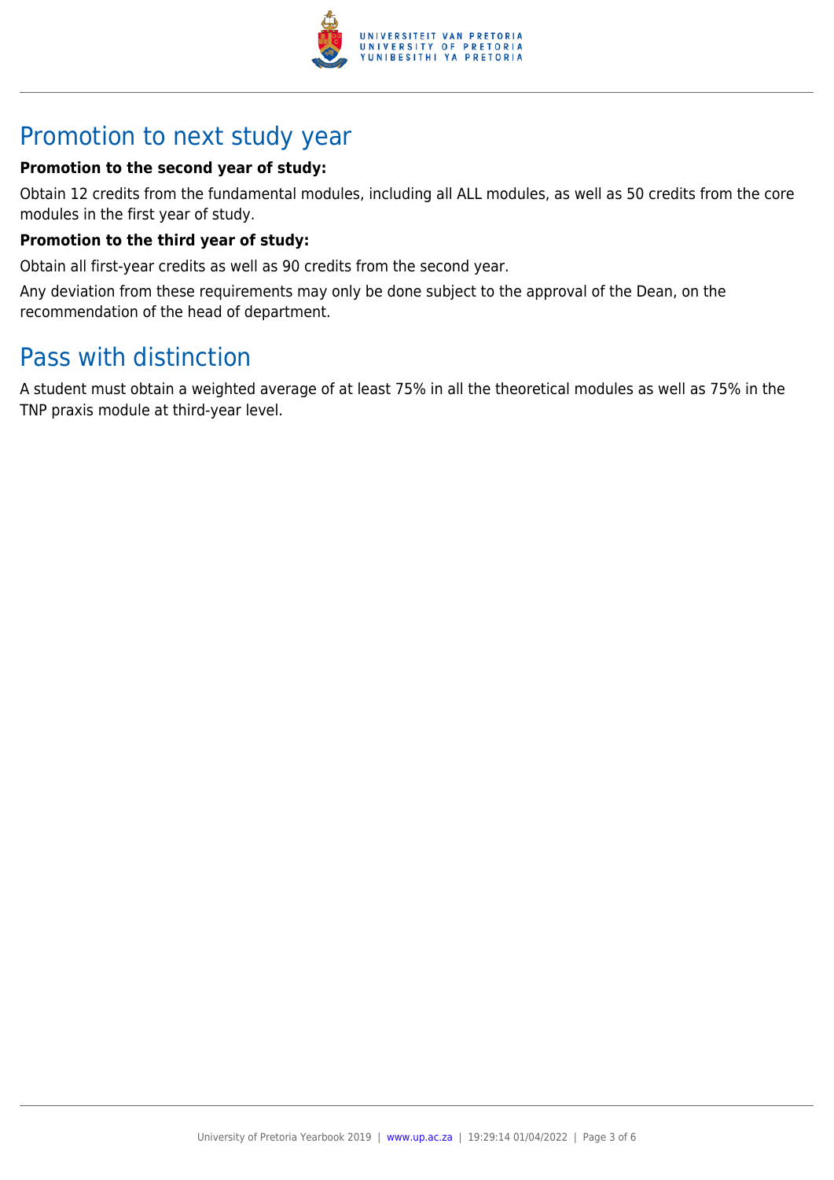## Promotion to next study year

**Promotion to the second year of study:**

Obtain 12 credits from the fundamental modules, including all ALL modules, as well as 50 credits from the core modules in the first year of study.

**Promotion to the third year of study:**

Obtain all first-year credits as well as 90 credits from the second year.

Any deviation from these requirements may only be done subject to the approval of the Dean, on the recommendation of the head of department.

## Pass with distinction

A student must obtain a weighted average of at least 75% in all the theoretical modules as well as 75% in the TNP praxis module at third-year level.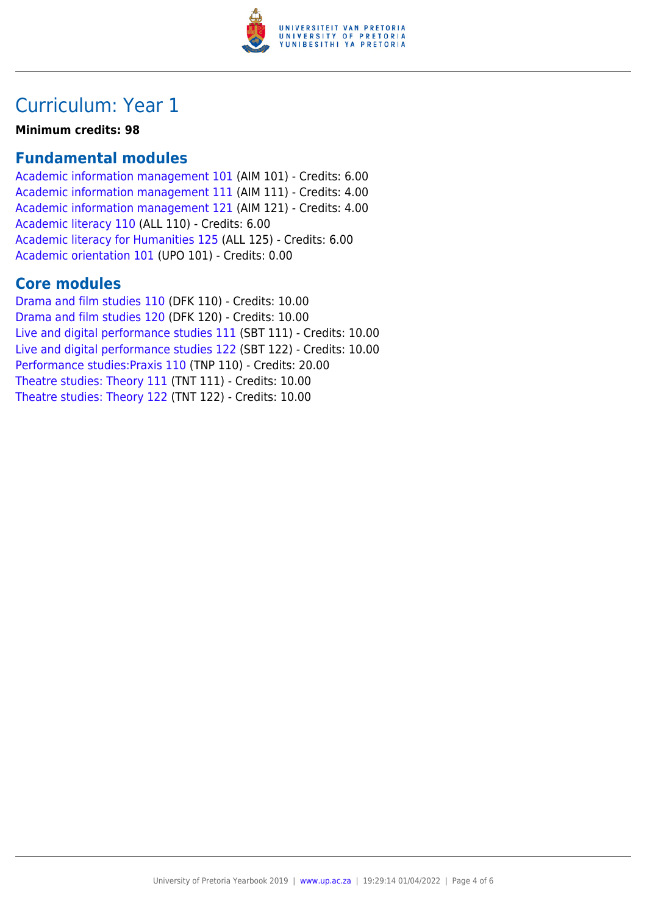# Curriculum: Year 1

**Minimum credits: 98**

## Fundamental modules

Academic information management 101 (AIM 101) - Credits: 6.00
Academic information management 111 (AIM 111) - Credits: 4.00
Academic information management 121 (AIM 121) - Credits: 4.00
Academic literacy 110 (ALL 110) - Credits: 6.00
Academic literacy for Humanities 125 (ALL 125) - Credits: 6.00
Academic orientation 101 (UPO 101) - Credits: 0.00

## Core modules

Drama and film studies 110 (DFK 110) - Credits: 10.00
Drama and film studies 120 (DFK 120) - Credits: 10.00
Live and digital performance studies 111 (SBT 111) - Credits: 10.00
Live and digital performance studies 122 (SBT 122) - Credits: 10.00
Performance studies:Praxis 110 (TNP 110) - Credits: 20.00
Theatre studies: Theory 111 (TNT 111) - Credits: 10.00
Theatre studies: Theory 122 (TNT 122) - Credits: 10.00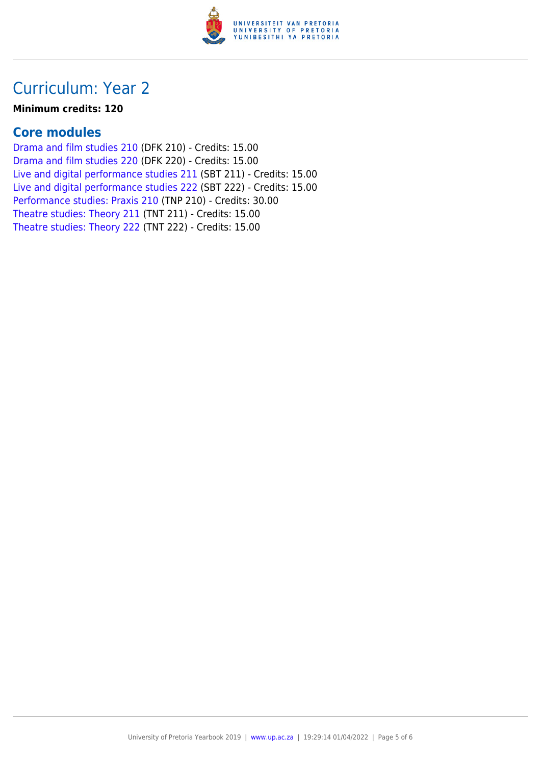# Curriculum: Year 2

**Minimum credits: 120**

## Core modules

Drama and film studies 210 (DFK 210) - Credits: 15.00
Drama and film studies 220 (DFK 220) - Credits: 15.00
Live and digital performance studies 211 (SBT 211) - Credits: 15.00
Live and digital performance studies 222 (SBT 222) - Credits: 15.00
Performance studies: Praxis 210 (TNP 210) - Credits: 30.00
Theatre studies: Theory 211 (TNT 211) - Credits: 15.00
Theatre studies: Theory 222 (TNT 222) - Credits: 15.00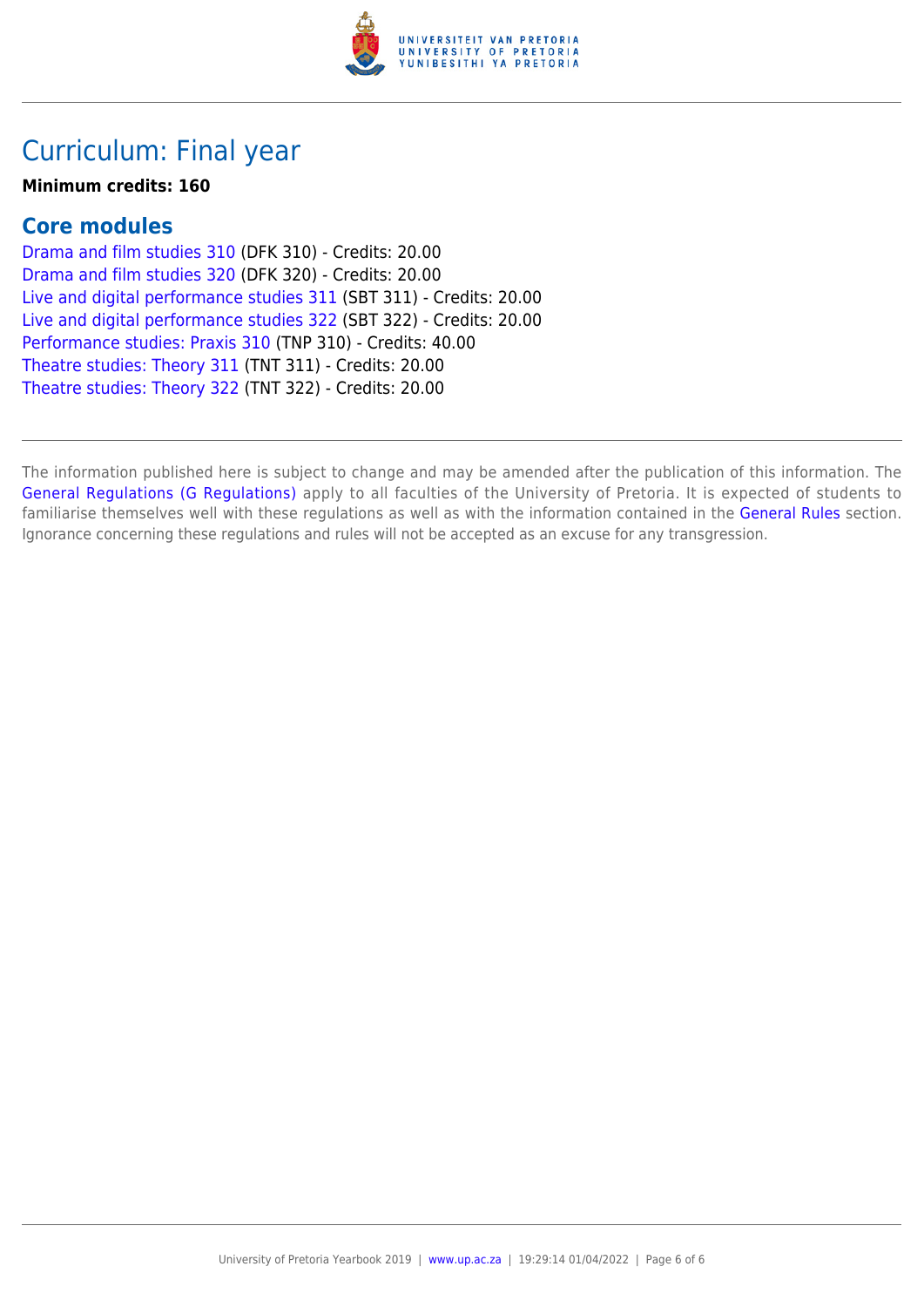## Curriculum: Final year

**Minimum credits: 160**

### Core modules

Drama and film studies 310 (DFK 310) - Credits: 20.00
Drama and film studies 320 (DFK 320) - Credits: 20.00
Live and digital performance studies 311 (SBT 311) - Credits: 20.00
Live and digital performance studies 322 (SBT 322) - Credits: 20.00
Performance studies: Praxis 310 (TNP 310) - Credits: 40.00
Theatre studies: Theory 311 (TNT 311) - Credits: 20.00
Theatre studies: Theory 322 (TNT 322) - Credits: 20.00

The information published here is subject to change and may be amended after the publication of this information. The General Regulations (G Regulations) apply to all faculties of the University of Pretoria. It is expected of students to familiarise themselves well with these regulations as well as with the information contained in the General Rules section. Ignorance concerning these regulations and rules will not be accepted as an excuse for any transgression.